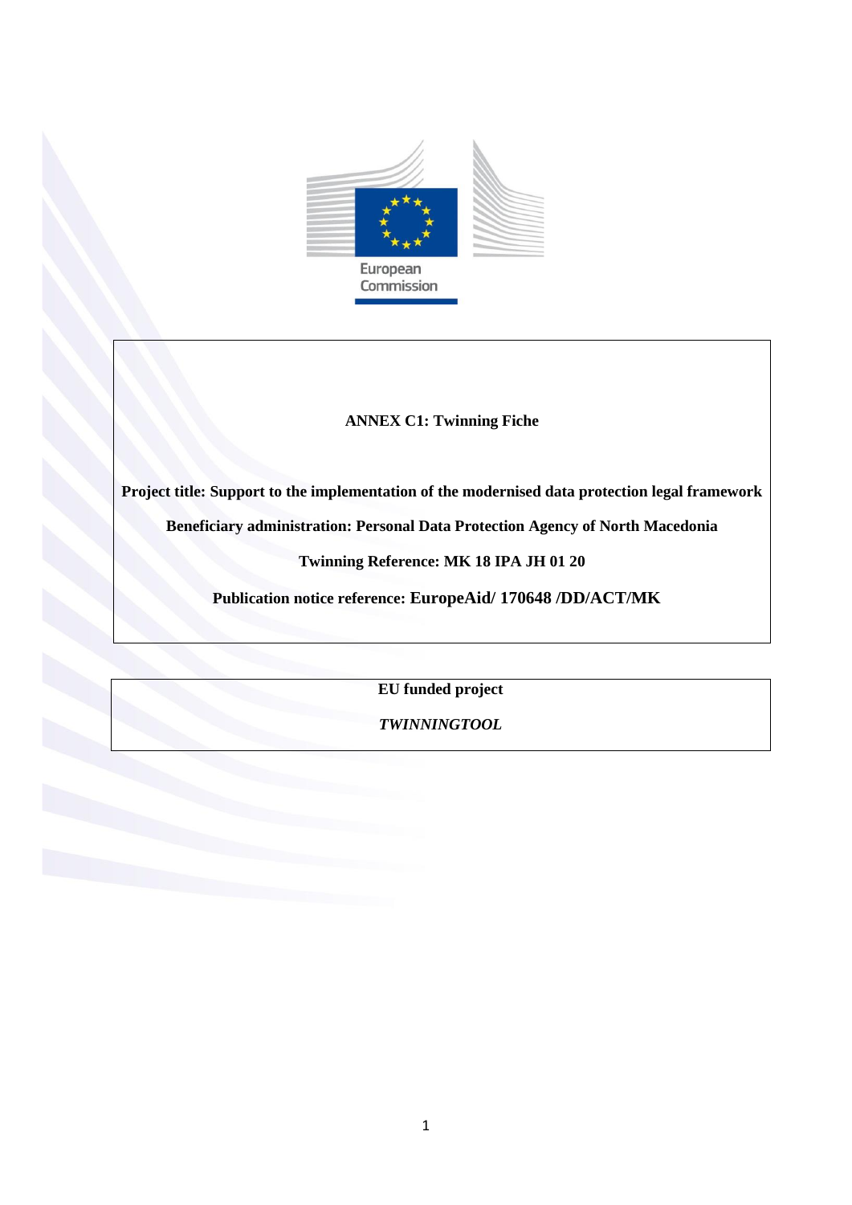European Commission

**ANNEX C1: Twinning Fiche**

**Project title: Support to the implementation of the modernised data protection legal framework**

**Beneficiary administration: Personal Data Protection Agency of North Macedonia**

**Twinning Reference: MK 18 IPA JH 01 20**

**Publication notice reference: EuropeAid/ 170648 /DD/ACT/MK**

**EU funded project**

***TWINNINGTOOL***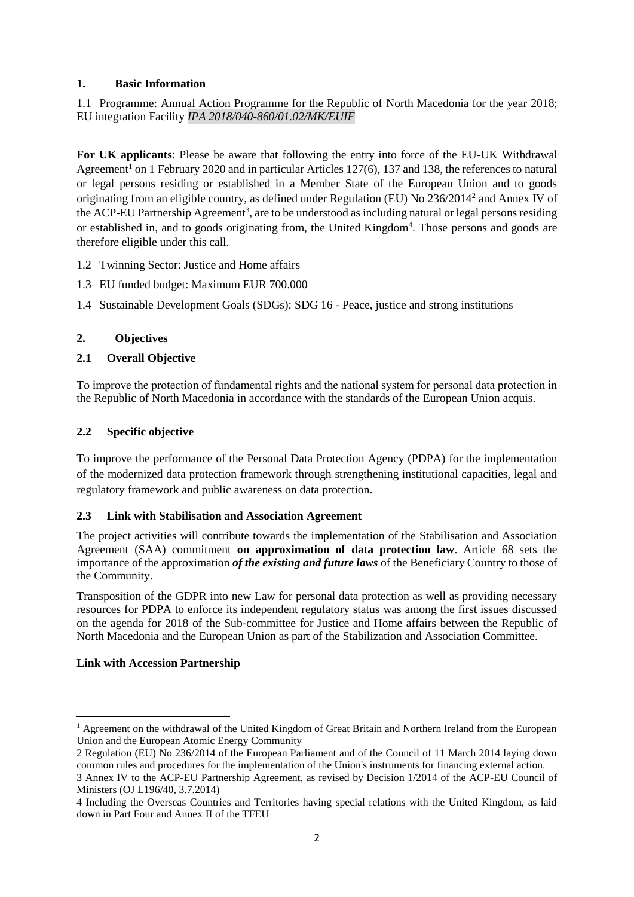## 1. Basic Information

1.1 Programme: Annual Action Programme for the Republic of North Macedonia for the year 2018; EU integration Facility *IPA 2018/040-860/01.02/MK/EUIF*

**For UK applicants**: Please be aware that following the entry into force of the EU-UK Withdrawal Agreement[1] on 1 February 2020 and in particular Articles 127(6), 137 and 138, the references to natural or legal persons residing or established in a Member State of the European Union and to goods originating from an eligible country, as defined under Regulation (EU) No 236/2014[2] and Annex IV of the ACP-EU Partnership Agreement[3], are to be understood as including natural or legal persons residing or established in, and to goods originating from, the United Kingdom[4]. Those persons and goods are therefore eligible under this call.

1.2 Twinning Sector: Justice and Home affairs

1.3 EU funded budget: Maximum EUR 700.000

1.4 Sustainable Development Goals (SDGs): SDG 16 - Peace, justice and strong institutions

## 2. Objectives

### 2.1 Overall Objective

To improve the protection of fundamental rights and the national system for personal data protection in the Republic of North Macedonia in accordance with the standards of the European Union acquis.

### 2.2 Specific objective

To improve the performance of the Personal Data Protection Agency (PDPA) for the implementation of the modernized data protection framework through strengthening institutional capacities, legal and regulatory framework and public awareness on data protection.

### 2.3 Link with Stabilisation and Association Agreement

The project activities will contribute towards the implementation of the Stabilisation and Association Agreement (SAA) commitment **on approximation of data protection law**. Article 68 sets the importance of the approximation ***of the existing and future laws*** of the Beneficiary Country to those of the Community.

Transposition of the GDPR into new Law for personal data protection as well as providing necessary resources for PDPA to enforce its independent regulatory status was among the first issues discussed on the agenda for 2018 of the Sub-committee for Justice and Home affairs between the Republic of North Macedonia and the European Union as part of the Stabilization and Association Committee.

**Link with Accession Partnership**

---

[1] Agreement on the withdrawal of the United Kingdom of Great Britain and Northern Ireland from the European Union and the European Atomic Energy Community

[2] Regulation (EU) No 236/2014 of the European Parliament and of the Council of 11 March 2014 laying down common rules and procedures for the implementation of the Union's instruments for financing external action.

[3] Annex IV to the ACP-EU Partnership Agreement, as revised by Decision 1/2014 of the ACP-EU Council of Ministers (OJ L196/40, 3.7.2014)

[4] Including the Overseas Countries and Territories having special relations with the United Kingdom, as laid down in Part Four and Annex II of the TFEU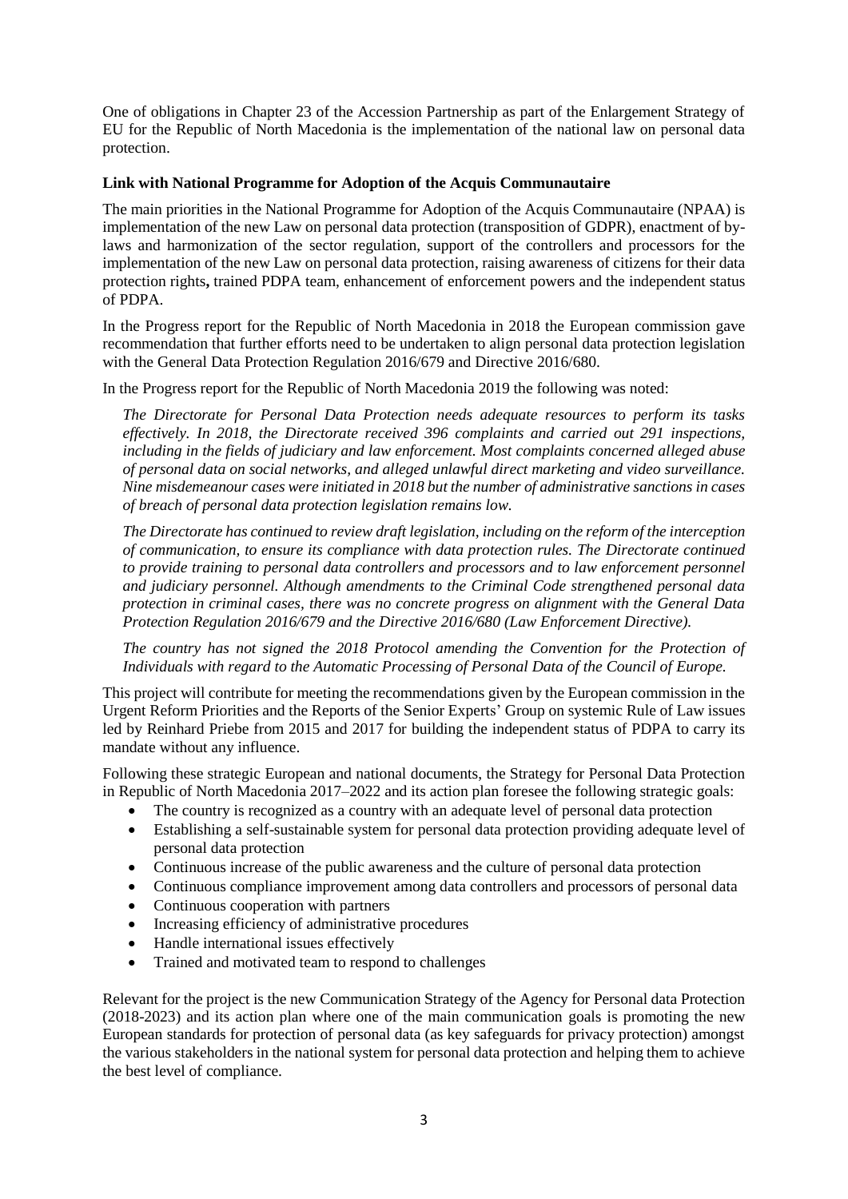One of obligations in Chapter 23 of the Accession Partnership as part of the Enlargement Strategy of EU for the Republic of North Macedonia is the implementation of the national law on personal data protection.

**Link with National Programme for Adoption of the Acquis Communautaire**

The main priorities in the National Programme for Adoption of the Acquis Communautaire (NPAA) is implementation of the new Law on personal data protection (transposition of GDPR), enactment of by-laws and harmonization of the sector regulation, support of the controllers and processors for the implementation of the new Law on personal data protection, raising awareness of citizens for their data protection rights**,** trained PDPA team, enhancement of enforcement powers and the independent status of PDPA.

In the Progress report for the Republic of North Macedonia in 2018 the European commission gave recommendation that further efforts need to be undertaken to align personal data protection legislation with the General Data Protection Regulation 2016/679 and Directive 2016/680.

In the Progress report for the Republic of North Macedonia 2019 the following was noted:

> *The Directorate for Personal Data Protection needs adequate resources to perform its tasks effectively. In 2018, the Directorate received 396 complaints and carried out 291 inspections, including in the fields of judiciary and law enforcement. Most complaints concerned alleged abuse of personal data on social networks, and alleged unlawful direct marketing and video surveillance. Nine misdemeanour cases were initiated in 2018 but the number of administrative sanctions in cases of breach of personal data protection legislation remains low.*
>
> *The Directorate has continued to review draft legislation, including on the reform of the interception of communication, to ensure its compliance with data protection rules. The Directorate continued to provide training to personal data controllers and processors and to law enforcement personnel and judiciary personnel. Although amendments to the Criminal Code strengthened personal data protection in criminal cases, there was no concrete progress on alignment with the General Data Protection Regulation 2016/679 and the Directive 2016/680 (Law Enforcement Directive).*
>
> *The country has not signed the 2018 Protocol amending the Convention for the Protection of Individuals with regard to the Automatic Processing of Personal Data of the Council of Europe.*

This project will contribute for meeting the recommendations given by the European commission in the Urgent Reform Priorities and the Reports of the Senior Experts' Group on systemic Rule of Law issues led by Reinhard Priebe from 2015 and 2017 for building the independent status of PDPA to carry its mandate without any influence.

Following these strategic European and national documents, the Strategy for Personal Data Protection in Republic of North Macedonia 2017–2022 and its action plan foresee the following strategic goals:

- The country is recognized as a country with an adequate level of personal data protection
- Establishing a self-sustainable system for personal data protection providing adequate level of personal data protection
- Continuous increase of the public awareness and the culture of personal data protection
- Continuous compliance improvement among data controllers and processors of personal data
- Continuous cooperation with partners
- Increasing efficiency of administrative procedures
- Handle international issues effectively
- Trained and motivated team to respond to challenges

Relevant for the project is the new Communication Strategy of the Agency for Personal data Protection (2018-2023) and its action plan where one of the main communication goals is promoting the new European standards for protection of personal data (as key safeguards for privacy protection) amongst the various stakeholders in the national system for personal data protection and helping them to achieve the best level of compliance.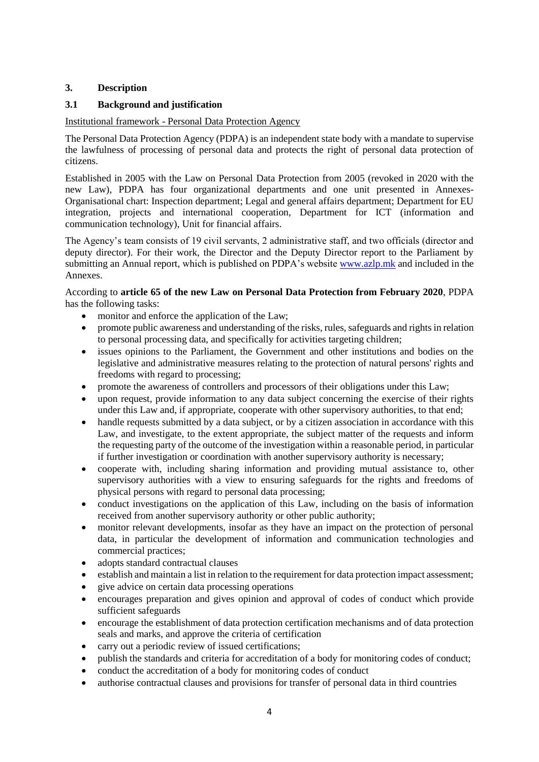## 3. Description

### 3.1 Background and justification

<u>Institutional framework - Personal Data Protection Agency</u>

The Personal Data Protection Agency (PDPA) is an independent state body with a mandate to supervise the lawfulness of processing of personal data and protects the right of personal data protection of citizens.

Established in 2005 with the Law on Personal Data Protection from 2005 (revoked in 2020 with the new Law), PDPA has four organizational departments and one unit presented in Annexes-Organisational chart: Inspection department; Legal and general affairs department; Department for EU integration, projects and international cooperation, Department for ICT (information and communication technology), Unit for financial affairs.

The Agency's team consists of 19 civil servants, 2 administrative staff, and two officials (director and deputy director). For their work, the Director and the Deputy Director report to the Parliament by submitting an Annual report, which is published on PDPA's website www.azlp.mk and included in the Annexes.

According to **article 65 of the new Law on Personal Data Protection from February 2020**, PDPA has the following tasks:

- monitor and enforce the application of the Law;
- promote public awareness and understanding of the risks, rules, safeguards and rights in relation to personal processing data, and specifically for activities targeting children;
- issues opinions to the Parliament, the Government and other institutions and bodies on the legislative and administrative measures relating to the protection of natural persons' rights and freedoms with regard to processing;
- promote the awareness of controllers and processors of their obligations under this Law;
- upon request, provide information to any data subject concerning the exercise of their rights under this Law and, if appropriate, cooperate with other supervisory authorities, to that end;
- handle requests submitted by a data subject, or by a citizen association in accordance with this Law, and investigate, to the extent appropriate, the subject matter of the requests and inform the requesting party of the outcome of the investigation within a reasonable period, in particular if further investigation or coordination with another supervisory authority is necessary;
- cooperate with, including sharing information and providing mutual assistance to, other supervisory authorities with a view to ensuring safeguards for the rights and freedoms of physical persons with regard to personal data processing;
- conduct investigations on the application of this Law, including on the basis of information received from another supervisory authority or other public authority;
- monitor relevant developments, insofar as they have an impact on the protection of personal data, in particular the development of information and communication technologies and commercial practices;
- adopts standard contractual clauses
- establish and maintain a list in relation to the requirement for data protection impact assessment;
- give advice on certain data processing operations
- encourages preparation and gives opinion and approval of codes of conduct which provide sufficient safeguards
- encourage the establishment of data protection certification mechanisms and of data protection seals and marks, and approve the criteria of certification
- carry out a periodic review of issued certifications;
- publish the standards and criteria for accreditation of a body for monitoring codes of conduct;
- conduct the accreditation of a body for monitoring codes of conduct
- authorise contractual clauses and provisions for transfer of personal data in third countries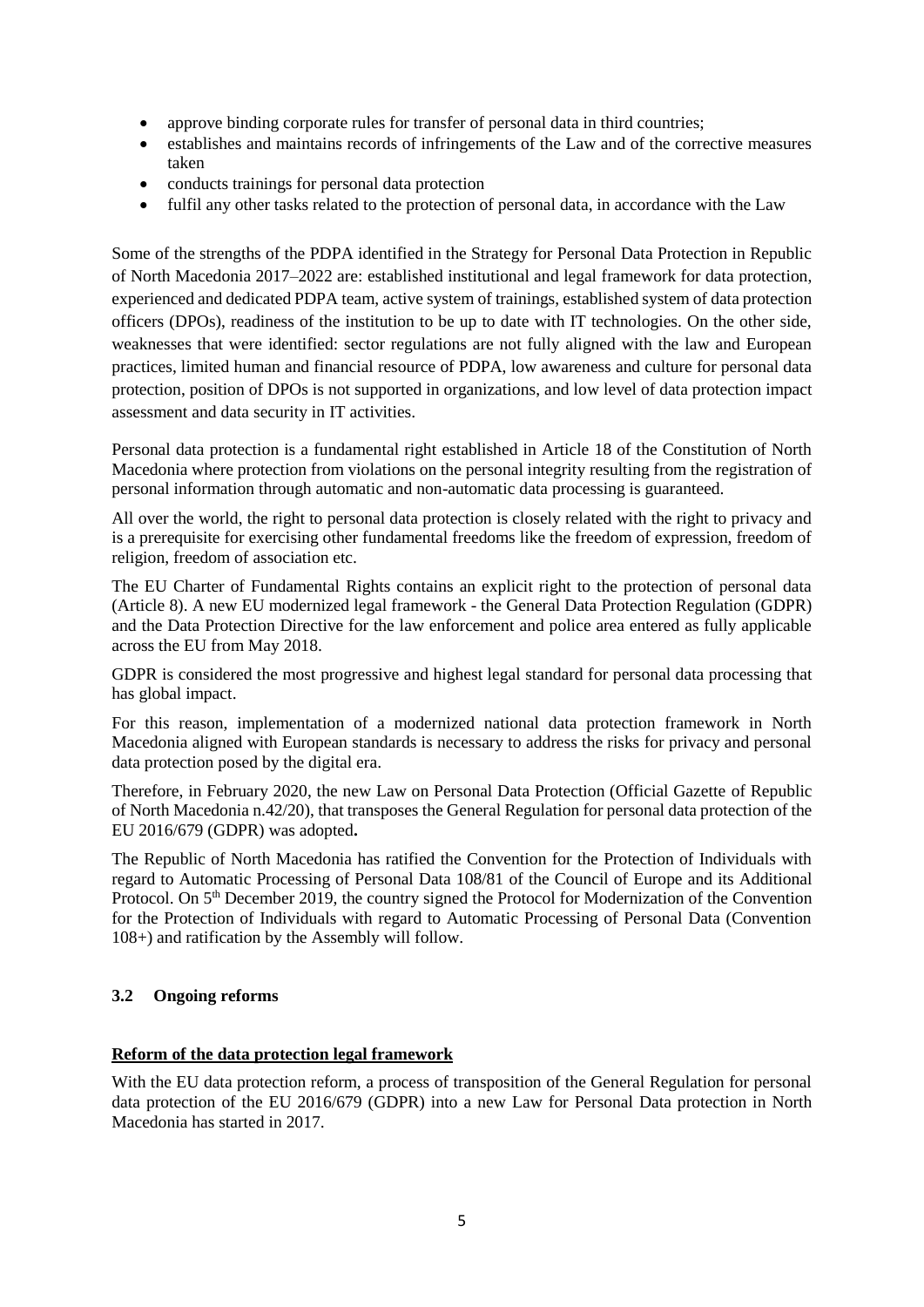- approve binding corporate rules for transfer of personal data in third countries;
- establishes and maintains records of infringements of the Law and of the corrective measures taken
- conducts trainings for personal data protection
- fulfil any other tasks related to the protection of personal data, in accordance with the Law

Some of the strengths of the PDPA identified in the Strategy for Personal Data Protection in Republic of North Macedonia 2017–2022 are: established institutional and legal framework for data protection, experienced and dedicated PDPA team, active system of trainings, established system of data protection officers (DPOs), readiness of the institution to be up to date with IT technologies. On the other side, weaknesses that were identified: sector regulations are not fully aligned with the law and European practices, limited human and financial resource of PDPA, low awareness and culture for personal data protection, position of DPOs is not supported in organizations, and low level of data protection impact assessment and data security in IT activities.

Personal data protection is a fundamental right established in Article 18 of the Constitution of North Macedonia where protection from violations on the personal integrity resulting from the registration of personal information through automatic and non-automatic data processing is guaranteed.

All over the world, the right to personal data protection is closely related with the right to privacy and is a prerequisite for exercising other fundamental freedoms like the freedom of expression, freedom of religion, freedom of association etc.

The EU Charter of Fundamental Rights contains an explicit right to the protection of personal data (Article 8). A new EU modernized legal framework - the General Data Protection Regulation (GDPR) and the Data Protection Directive for the law enforcement and police area entered as fully applicable across the EU from May 2018.

GDPR is considered the most progressive and highest legal standard for personal data processing that has global impact.

For this reason, implementation of a modernized national data protection framework in North Macedonia aligned with European standards is necessary to address the risks for privacy and personal data protection posed by the digital era.

Therefore, in February 2020, the new Law on Personal Data Protection (Official Gazette of Republic of North Macedonia n.42/20), that transposes the General Regulation for personal data protection of the EU 2016/679 (GDPR) was adopted**.**

The Republic of North Macedonia has ratified the Convention for the Protection of Individuals with regard to Automatic Processing of Personal Data 108/81 of the Council of Europe and its Additional Protocol. On 5th December 2019, the country signed the Protocol for Modernization of the Convention for the Protection of Individuals with regard to Automatic Processing of Personal Data (Convention 108+) and ratification by the Assembly will follow.

### 3.2 Ongoing reforms

**Reform of the data protection legal framework**

With the EU data protection reform, a process of transposition of the General Regulation for personal data protection of the EU 2016/679 (GDPR) into a new Law for Personal Data protection in North Macedonia has started in 2017.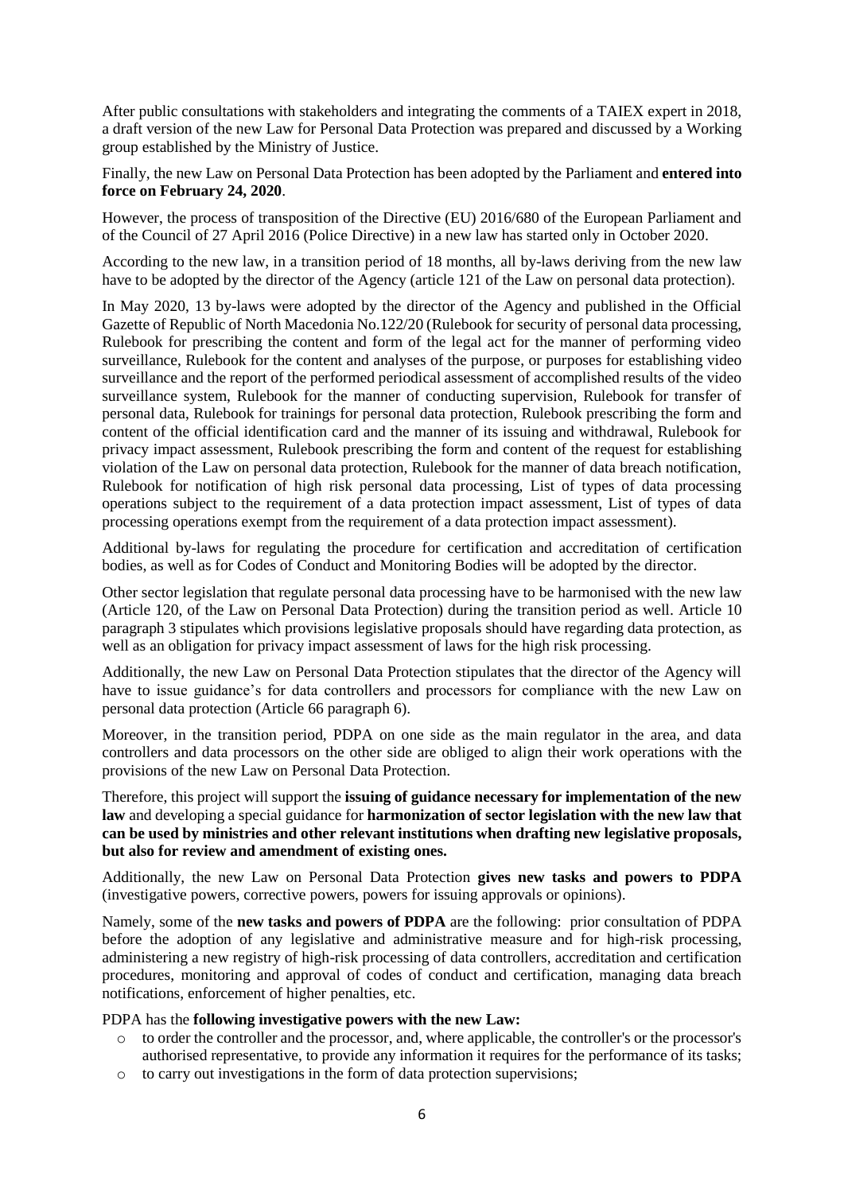After public consultations with stakeholders and integrating the comments of a TAIEX expert in 2018, a draft version of the new Law for Personal Data Protection was prepared and discussed by a Working group established by the Ministry of Justice.

Finally, the new Law on Personal Data Protection has been adopted by the Parliament and **entered into force on February 24, 2020**.

However, the process of transposition of the Directive (EU) 2016/680 of the European Parliament and of the Council of 27 April 2016 (Police Directive) in a new law has started only in October 2020.

According to the new law, in a transition period of 18 months, all by-laws deriving from the new law have to be adopted by the director of the Agency (article 121 of the Law on personal data protection).

In May 2020, 13 by-laws were adopted by the director of the Agency and published in the Official Gazette of Republic of North Macedonia No.122/20 (Rulebook for security of personal data processing, Rulebook for prescribing the content and form of the legal act for the manner of performing video surveillance, Rulebook for the content and analyses of the purpose, or purposes for establishing video surveillance and the report of the performed periodical assessment of accomplished results of the video surveillance system, Rulebook for the manner of conducting supervision, Rulebook for transfer of personal data, Rulebook for trainings for personal data protection, Rulebook prescribing the form and content of the official identification card and the manner of its issuing and withdrawal, Rulebook for privacy impact assessment, Rulebook prescribing the form and content of the request for establishing violation of the Law on personal data protection, Rulebook for the manner of data breach notification, Rulebook for notification of high risk personal data processing, List of types of data processing operations subject to the requirement of a data protection impact assessment, List of types of data processing operations exempt from the requirement of a data protection impact assessment).

Additional by-laws for regulating the procedure for certification and accreditation of certification bodies, as well as for Codes of Conduct and Monitoring Bodies will be adopted by the director.

Other sector legislation that regulate personal data processing have to be harmonised with the new law (Article 120, of the Law on Personal Data Protection) during the transition period as well. Article 10 paragraph 3 stipulates which provisions legislative proposals should have regarding data protection, as well as an obligation for privacy impact assessment of laws for the high risk processing.

Additionally, the new Law on Personal Data Protection stipulates that the director of the Agency will have to issue guidance's for data controllers and processors for compliance with the new Law on personal data protection (Article 66 paragraph 6).

Moreover, in the transition period, PDPA on one side as the main regulator in the area, and data controllers and data processors on the other side are obliged to align their work operations with the provisions of the new Law on Personal Data Protection.

Therefore, this project will support the **issuing of guidance necessary for implementation of the new law** and developing a special guidance for **harmonization of sector legislation with the new law that can be used by ministries and other relevant institutions when drafting new legislative proposals, but also for review and amendment of existing ones.**

Additionally, the new Law on Personal Data Protection **gives new tasks and powers to PDPA** (investigative powers, corrective powers, powers for issuing approvals or opinions).

Namely, some of the **new tasks and powers of PDPA** are the following: prior consultation of PDPA before the adoption of any legislative and administrative measure and for high-risk processing, administering a new registry of high-risk processing of data controllers, accreditation and certification procedures, monitoring and approval of codes of conduct and certification, managing data breach notifications, enforcement of higher penalties, etc.

PDPA has the **following investigative powers with the new Law:**

- to order the controller and the processor, and, where applicable, the controller's or the processor's authorised representative, to provide any information it requires for the performance of its tasks;
- to carry out investigations in the form of data protection supervisions;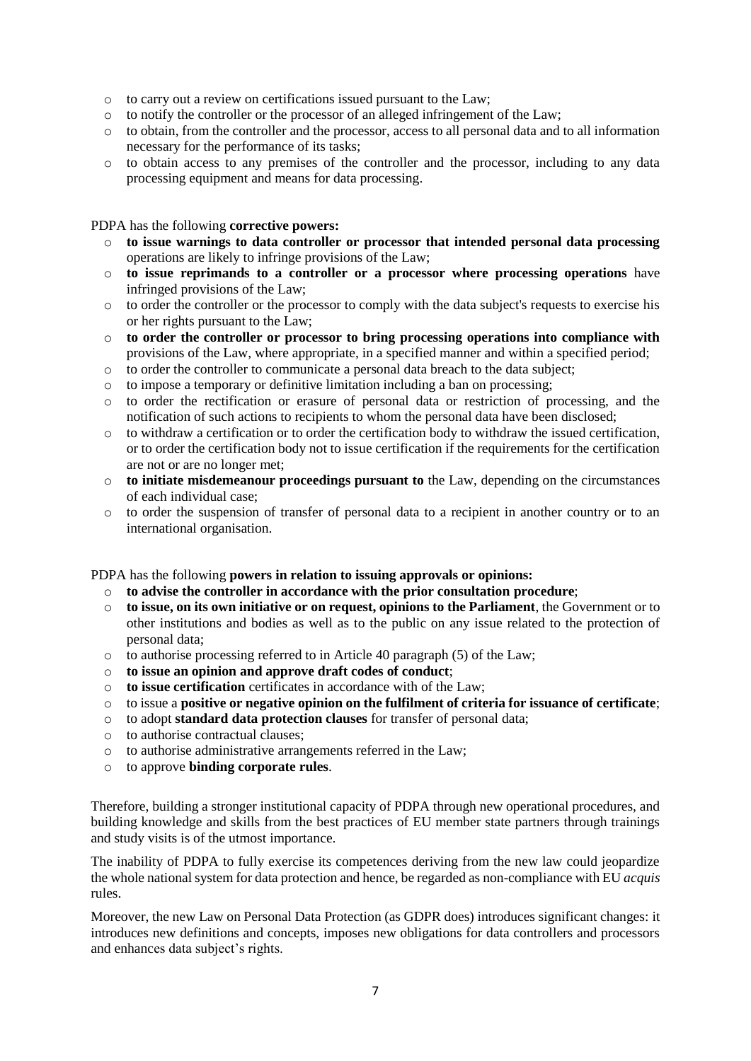- to carry out a review on certifications issued pursuant to the Law;
- to notify the controller or the processor of an alleged infringement of the Law;
- to obtain, from the controller and the processor, access to all personal data and to all information necessary for the performance of its tasks;
- to obtain access to any premises of the controller and the processor, including to any data processing equipment and means for data processing.

PDPA has the following **corrective powers:**

- **to issue warnings to data controller or processor that intended personal data processing** operations are likely to infringe provisions of the Law;
- **to issue reprimands to a controller or a processor where processing operations** have infringed provisions of the Law;
- to order the controller or the processor to comply with the data subject's requests to exercise his or her rights pursuant to the Law;
- **to order the controller or processor to bring processing operations into compliance with** provisions of the Law, where appropriate, in a specified manner and within a specified period;
- to order the controller to communicate a personal data breach to the data subject;
- to impose a temporary or definitive limitation including a ban on processing;
- to order the rectification or erasure of personal data or restriction of processing, and the notification of such actions to recipients to whom the personal data have been disclosed;
- to withdraw a certification or to order the certification body to withdraw the issued certification, or to order the certification body not to issue certification if the requirements for the certification are not or are no longer met;
- **to initiate misdemeanour proceedings pursuant to** the Law, depending on the circumstances of each individual case;
- to order the suspension of transfer of personal data to a recipient in another country or to an international organisation.

PDPA has the following **powers in relation to issuing approvals or opinions:**

- **to advise the controller in accordance with the prior consultation procedure**;
- **to issue, on its own initiative or on request, opinions to the Parliament**, the Government or to other institutions and bodies as well as to the public on any issue related to the protection of personal data;
- to authorise processing referred to in Article 40 paragraph (5) of the Law;
- **to issue an opinion and approve draft codes of conduct**;
- **to issue certification** certificates in accordance with of the Law;
- to issue a **positive or negative opinion on the fulfilment of criteria for issuance of certificate**;
- to adopt **standard data protection clauses** for transfer of personal data;
- to authorise contractual clauses;
- to authorise administrative arrangements referred in the Law;
- to approve **binding corporate rules**.

Therefore, building a stronger institutional capacity of PDPA through new operational procedures, and building knowledge and skills from the best practices of EU member state partners through trainings and study visits is of the utmost importance.

The inability of PDPA to fully exercise its competences deriving from the new law could jeopardize the whole national system for data protection and hence, be regarded as non-compliance with EU *acquis* rules.

Moreover, the new Law on Personal Data Protection (as GDPR does) introduces significant changes: it introduces new definitions and concepts, imposes new obligations for data controllers and processors and enhances data subject's rights.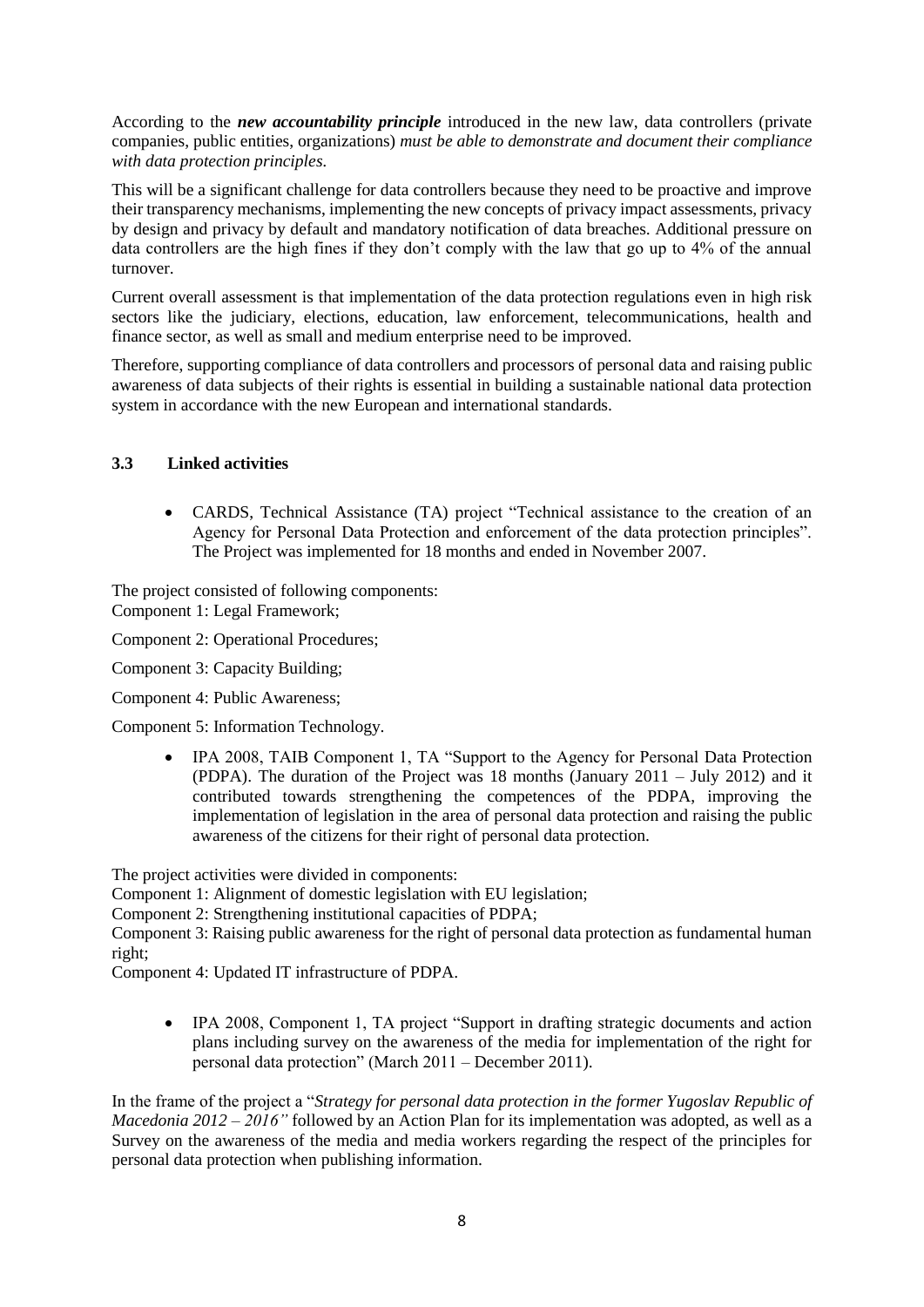According to the ***new accountability principle*** introduced in the new law, data controllers (private companies, public entities, organizations) *must be able to demonstrate and document their compliance with data protection principles.*

This will be a significant challenge for data controllers because they need to be proactive and improve their transparency mechanisms, implementing the new concepts of privacy impact assessments, privacy by design and privacy by default and mandatory notification of data breaches. Additional pressure on data controllers are the high fines if they don't comply with the law that go up to 4% of the annual turnover.

Current overall assessment is that implementation of the data protection regulations even in high risk sectors like the judiciary, elections, education, law enforcement, telecommunications, health and finance sector, as well as small and medium enterprise need to be improved.

Therefore, supporting compliance of data controllers and processors of personal data and raising public awareness of data subjects of their rights is essential in building a sustainable national data protection system in accordance with the new European and international standards.

### 3.3 Linked activities

- CARDS, Technical Assistance (TA) project "Technical assistance to the creation of an Agency for Personal Data Protection and enforcement of the data protection principles". The Project was implemented for 18 months and ended in November 2007.

The project consisted of following components:
Component 1: Legal Framework;

Component 2: Operational Procedures;

Component 3: Capacity Building;

Component 4: Public Awareness;

Component 5: Information Technology.

- IPA 2008, TAIB Component 1, TA "Support to the Agency for Personal Data Protection (PDPA). The duration of the Project was 18 months (January 2011 – July 2012) and it contributed towards strengthening the competences of the PDPA, improving the implementation of legislation in the area of personal data protection and raising the public awareness of the citizens for their right of personal data protection.

The project activities were divided in components:
Component 1: Alignment of domestic legislation with EU legislation;
Component 2: Strengthening institutional capacities of PDPA;
Component 3: Raising public awareness for the right of personal data protection as fundamental human right;
Component 4: Updated IT infrastructure of PDPA.

- IPA 2008, Component 1, TA project "Support in drafting strategic documents and action plans including survey on the awareness of the media for implementation of the right for personal data protection" (March 2011 – December 2011).

In the frame of the project a "*Strategy for personal data protection in the former Yugoslav Republic of Macedonia 2012 – 2016"* followed by an Action Plan for its implementation was adopted, as well as a Survey on the awareness of the media and media workers regarding the respect of the principles for personal data protection when publishing information.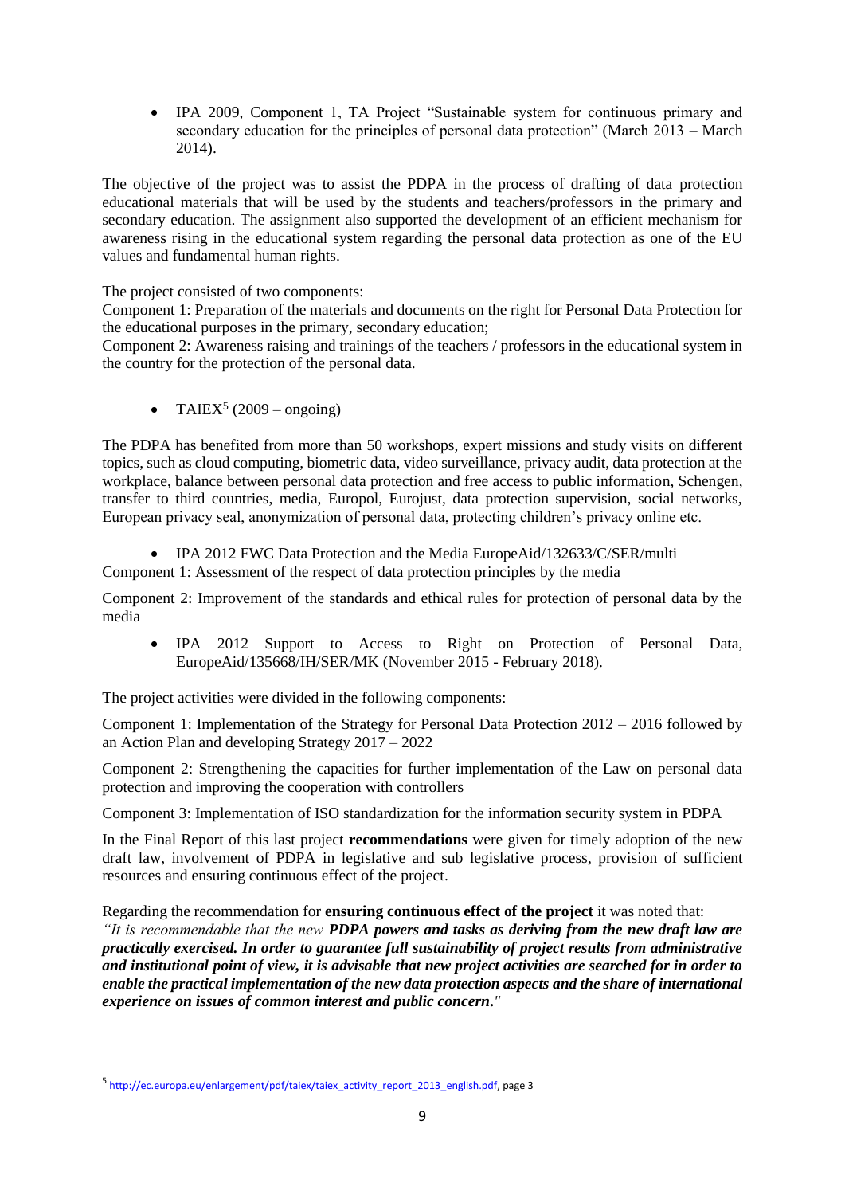- IPA 2009, Component 1, TA Project "Sustainable system for continuous primary and secondary education for the principles of personal data protection" (March 2013 – March 2014).

The objective of the project was to assist the PDPA in the process of drafting of data protection educational materials that will be used by the students and teachers/professors in the primary and secondary education. The assignment also supported the development of an efficient mechanism for awareness rising in the educational system regarding the personal data protection as one of the EU values and fundamental human rights.

The project consisted of two components:
Component 1: Preparation of the materials and documents on the right for Personal Data Protection for the educational purposes in the primary, secondary education;
Component 2: Awareness raising and trainings of the teachers / professors in the educational system in the country for the protection of the personal data.

- TAIEX[5] (2009 – ongoing)

The PDPA has benefited from more than 50 workshops, expert missions and study visits on different topics, such as cloud computing, biometric data, video surveillance, privacy audit, data protection at the workplace, balance between personal data protection and free access to public information, Schengen, transfer to third countries, media, Europol, Eurojust, data protection supervision, social networks, European privacy seal, anonymization of personal data, protecting children's privacy online etc.

- IPA 2012 FWC Data Protection and the Media EuropeAid/132633/C/SER/multi

Component 1: Assessment of the respect of data protection principles by the media

Component 2: Improvement of the standards and ethical rules for protection of personal data by the media

- IPA 2012 Support to Access to Right on Protection of Personal Data, EuropeAid/135668/IH/SER/MK (November 2015 - February 2018).

The project activities were divided in the following components:

Component 1: Implementation of the Strategy for Personal Data Protection 2012 – 2016 followed by an Action Plan and developing Strategy 2017 – 2022

Component 2: Strengthening the capacities for further implementation of the Law on personal data protection and improving the cooperation with controllers

Component 3: Implementation of ISO standardization for the information security system in PDPA

In the Final Report of this last project **recommendations** were given for timely adoption of the new draft law, involvement of PDPA in legislative and sub legislative process, provision of sufficient resources and ensuring continuous effect of the project.

Regarding the recommendation for **ensuring continuous effect of the project** it was noted that:
*"It is recommendable that the new **PDPA powers and tasks as deriving from the new draft law are practically exercised. In order to guarantee full sustainability of project results from administrative and institutional point of view, it is advisable that new project activities are searched for in order to enable the practical implementation of the new data protection aspects and the share of international experience on issues of common interest and public concern**."*

[5] http://ec.europa.eu/enlargement/pdf/taiex/taiex_activity_report_2013_english.pdf, page 3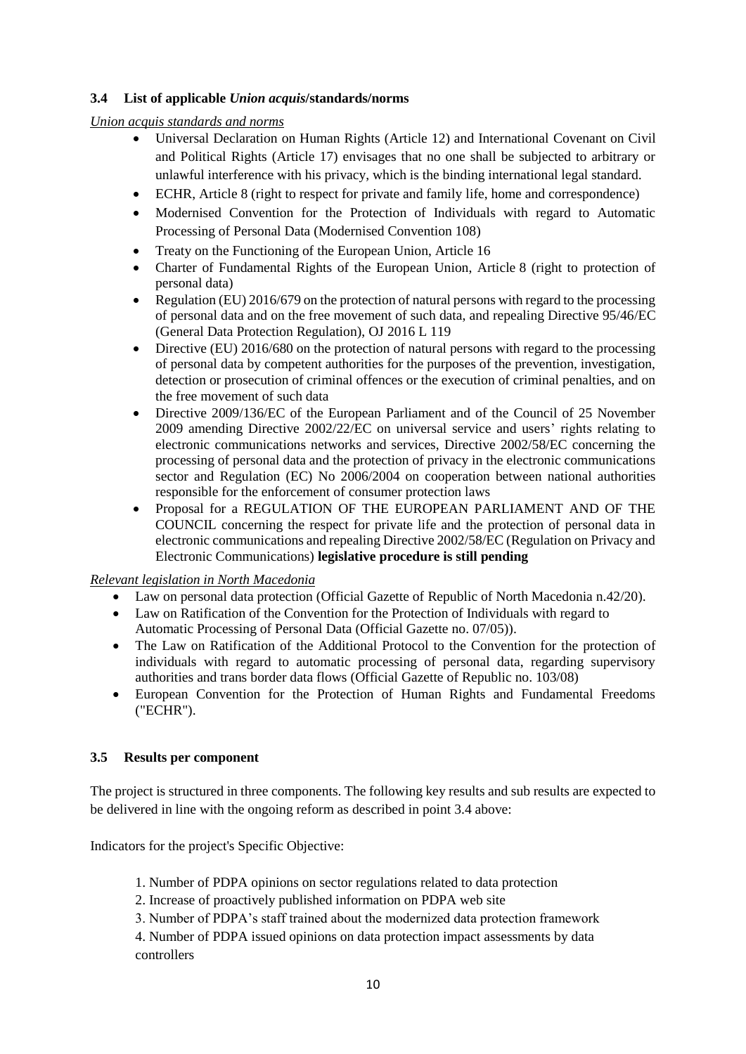### 3.4 List of applicable *Union acquis*/standards/norms

*Union acquis standards and norms*

- Universal Declaration on Human Rights (Article 12) and International Covenant on Civil and Political Rights (Article 17) envisages that no one shall be subjected to arbitrary or unlawful interference with his privacy, which is the binding international legal standard.
- ECHR, Article 8 (right to respect for private and family life, home and correspondence)
- Modernised Convention for the Protection of Individuals with regard to Automatic Processing of Personal Data (Modernised Convention 108)
- Treaty on the Functioning of the European Union, Article 16
- Charter of Fundamental Rights of the European Union, Article 8 (right to protection of personal data)
- Regulation (EU) 2016/679 on the protection of natural persons with regard to the processing of personal data and on the free movement of such data, and repealing Directive 95/46/EC (General Data Protection Regulation), OJ 2016 L 119
- Directive (EU) 2016/680 on the protection of natural persons with regard to the processing of personal data by competent authorities for the purposes of the prevention, investigation, detection or prosecution of criminal offences or the execution of criminal penalties, and on the free movement of such data
- Directive 2009/136/EC of the European Parliament and of the Council of 25 November 2009 amending Directive 2002/22/EC on universal service and users' rights relating to electronic communications networks and services, Directive 2002/58/EC concerning the processing of personal data and the protection of privacy in the electronic communications sector and Regulation (EC) No 2006/2004 on cooperation between national authorities responsible for the enforcement of consumer protection laws
- Proposal for a REGULATION OF THE EUROPEAN PARLIAMENT AND OF THE COUNCIL concerning the respect for private life and the protection of personal data in electronic communications and repealing Directive 2002/58/EC (Regulation on Privacy and Electronic Communications) **legislative procedure is still pending**

*Relevant legislation in North Macedonia*

- Law on personal data protection (Official Gazette of Republic of North Macedonia n.42/20).
- Law on Ratification of the Convention for the Protection of Individuals with regard to Automatic Processing of Personal Data (Official Gazette no. 07/05)).
- The Law on Ratification of the Additional Protocol to the Convention for the protection of individuals with regard to automatic processing of personal data, regarding supervisory authorities and trans border data flows (Official Gazette of Republic no. 103/08)
- European Convention for the Protection of Human Rights and Fundamental Freedoms ("ECHR").

### 3.5 Results per component

The project is structured in three components. The following key results and sub results are expected to be delivered in line with the ongoing reform as described in point 3.4 above:

Indicators for the project's Specific Objective:

1. Number of PDPA opinions on sector regulations related to data protection
2. Increase of proactively published information on PDPA web site
3. Number of PDPA's staff trained about the modernized data protection framework
4. Number of PDPA issued opinions on data protection impact assessments by data controllers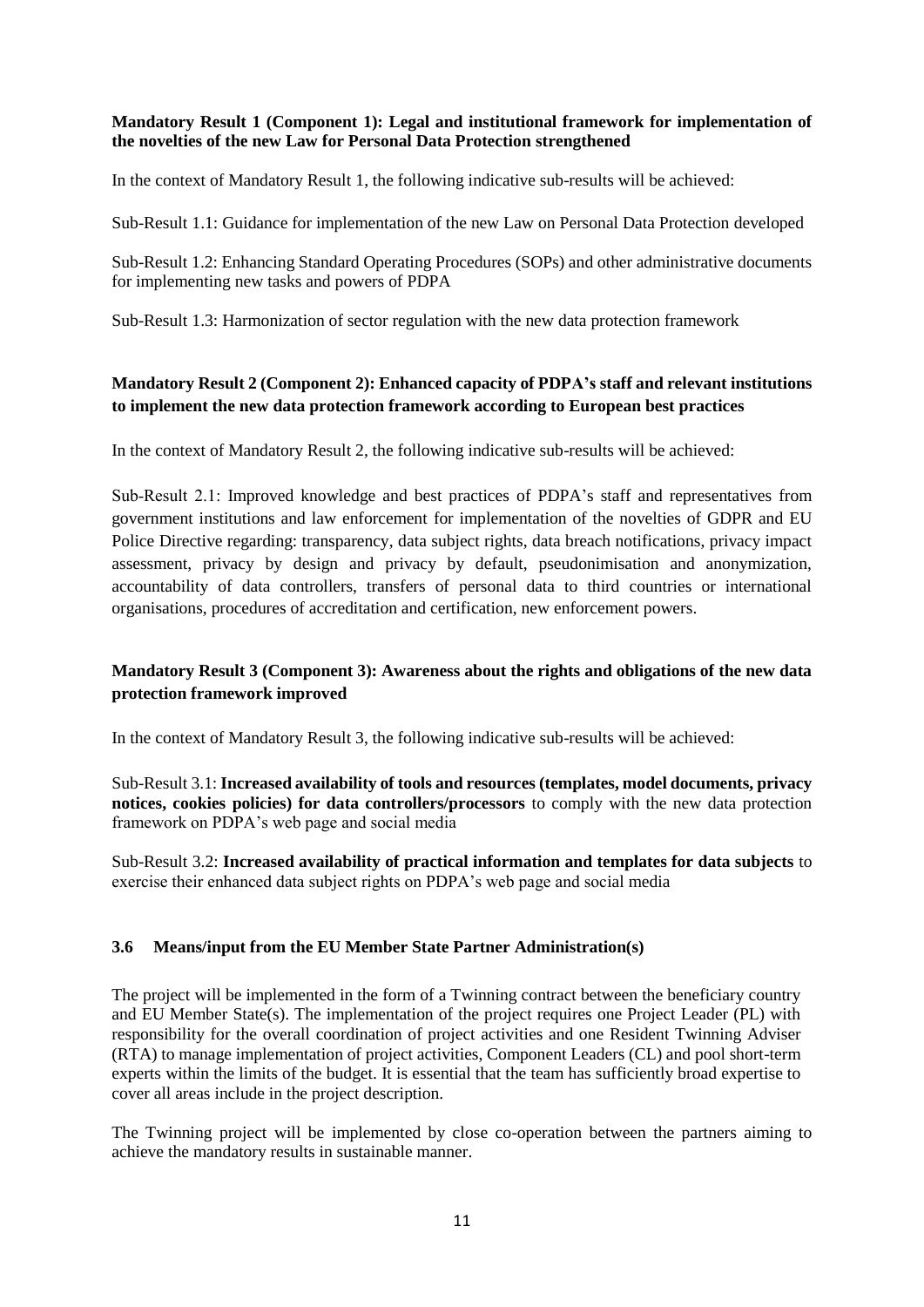**Mandatory Result 1 (Component 1): Legal and institutional framework for implementation of the novelties of the new Law for Personal Data Protection strengthened**

In the context of Mandatory Result 1, the following indicative sub-results will be achieved:

Sub-Result 1.1: Guidance for implementation of the new Law on Personal Data Protection developed

Sub-Result 1.2: Enhancing Standard Operating Procedures (SOPs) and other administrative documents for implementing new tasks and powers of PDPA

Sub-Result 1.3: Harmonization of sector regulation with the new data protection framework

**Mandatory Result 2 (Component 2): Enhanced capacity of PDPA's staff and relevant institutions to implement the new data protection framework according to European best practices**

In the context of Mandatory Result 2, the following indicative sub-results will be achieved:

Sub-Result 2.1: Improved knowledge and best practices of PDPA's staff and representatives from government institutions and law enforcement for implementation of the novelties of GDPR and EU Police Directive regarding: transparency, data subject rights, data breach notifications, privacy impact assessment, privacy by design and privacy by default, pseudonimisation and anonymization, accountability of data controllers, transfers of personal data to third countries or international organisations, procedures of accreditation and certification, new enforcement powers.

**Mandatory Result 3 (Component 3): Awareness about the rights and obligations of the new data protection framework improved**

In the context of Mandatory Result 3, the following indicative sub-results will be achieved:

Sub-Result 3.1: **Increased availability of tools and resources (templates, model documents, privacy notices, cookies policies) for data controllers/processors** to comply with the new data protection framework on PDPA's web page and social media

Sub-Result 3.2: **Increased availability of practical information and templates for data subjects** to exercise their enhanced data subject rights on PDPA's web page and social media

### 3.6 Means/input from the EU Member State Partner Administration(s)

The project will be implemented in the form of a Twinning contract between the beneficiary country and EU Member State(s). The implementation of the project requires one Project Leader (PL) with responsibility for the overall coordination of project activities and one Resident Twinning Adviser (RTA) to manage implementation of project activities, Component Leaders (CL) and pool short-term experts within the limits of the budget. It is essential that the team has sufficiently broad expertise to cover all areas include in the project description.

The Twinning project will be implemented by close co-operation between the partners aiming to achieve the mandatory results in sustainable manner.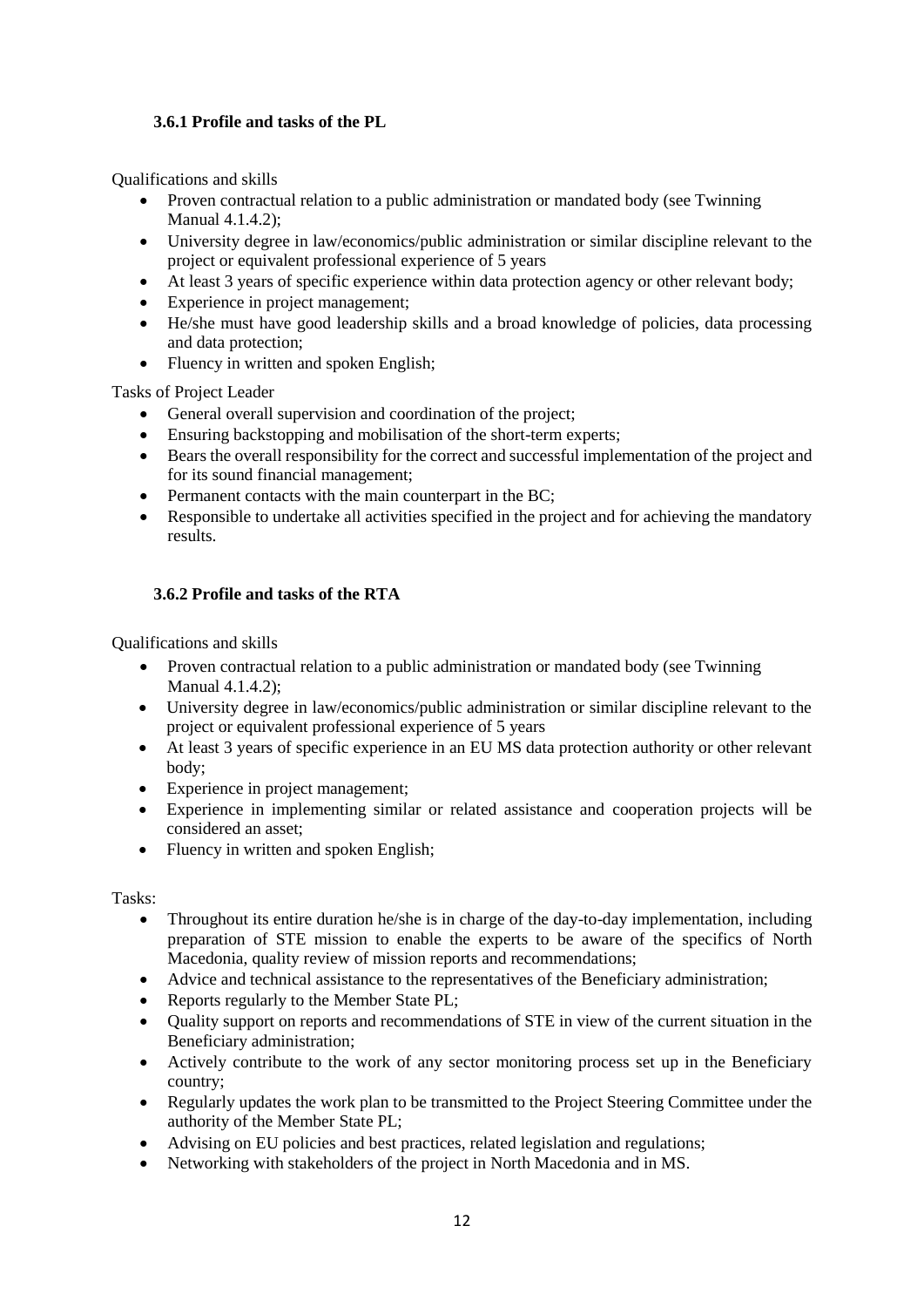### 3.6.1 Profile and tasks of the PL

Qualifications and skills

- Proven contractual relation to a public administration or mandated body (see Twinning Manual 4.1.4.2);
- University degree in law/economics/public administration or similar discipline relevant to the project or equivalent professional experience of 5 years
- At least 3 years of specific experience within data protection agency or other relevant body;
- Experience in project management;
- He/she must have good leadership skills and a broad knowledge of policies, data processing and data protection;
- Fluency in written and spoken English;

Tasks of Project Leader

- General overall supervision and coordination of the project;
- Ensuring backstopping and mobilisation of the short-term experts;
- Bears the overall responsibility for the correct and successful implementation of the project and for its sound financial management;
- Permanent contacts with the main counterpart in the BC;
- Responsible to undertake all activities specified in the project and for achieving the mandatory results.

### 3.6.2 Profile and tasks of the RTA

Qualifications and skills

- Proven contractual relation to a public administration or mandated body (see Twinning Manual 4.1.4.2);
- University degree in law/economics/public administration or similar discipline relevant to the project or equivalent professional experience of 5 years
- At least 3 years of specific experience in an EU MS data protection authority or other relevant body;
- Experience in project management;
- Experience in implementing similar or related assistance and cooperation projects will be considered an asset;
- Fluency in written and spoken English;

Tasks:

- Throughout its entire duration he/she is in charge of the day-to-day implementation, including preparation of STE mission to enable the experts to be aware of the specifics of North Macedonia, quality review of mission reports and recommendations;
- Advice and technical assistance to the representatives of the Beneficiary administration;
- Reports regularly to the Member State PL;
- Quality support on reports and recommendations of STE in view of the current situation in the Beneficiary administration;
- Actively contribute to the work of any sector monitoring process set up in the Beneficiary country;
- Regularly updates the work plan to be transmitted to the Project Steering Committee under the authority of the Member State PL;
- Advising on EU policies and best practices, related legislation and regulations;
- Networking with stakeholders of the project in North Macedonia and in MS.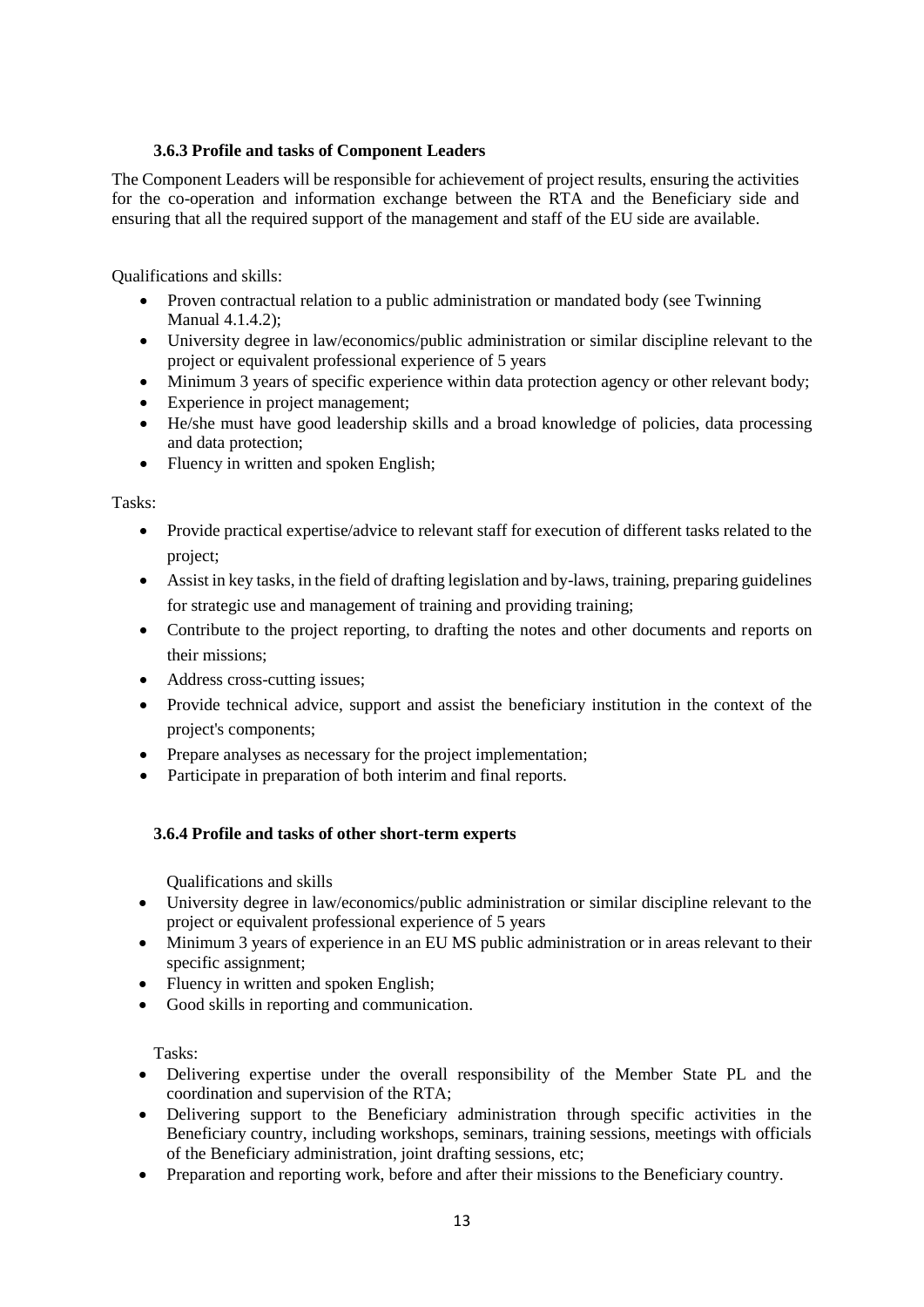### 3.6.3 Profile and tasks of Component Leaders

The Component Leaders will be responsible for achievement of project results, ensuring the activities for the co-operation and information exchange between the RTA and the Beneficiary side and ensuring that all the required support of the management and staff of the EU side are available.

Qualifications and skills:

- Proven contractual relation to a public administration or mandated body (see Twinning Manual 4.1.4.2);
- University degree in law/economics/public administration or similar discipline relevant to the project or equivalent professional experience of 5 years
- Minimum 3 years of specific experience within data protection agency or other relevant body;
- Experience in project management;
- He/she must have good leadership skills and a broad knowledge of policies, data processing and data protection;
- Fluency in written and spoken English;

Tasks:

- Provide practical expertise/advice to relevant staff for execution of different tasks related to the project;
- Assist in key tasks, in the field of drafting legislation and by-laws, training, preparing guidelines for strategic use and management of training and providing training;
- Contribute to the project reporting, to drafting the notes and other documents and reports on their missions;
- Address cross-cutting issues;
- Provide technical advice, support and assist the beneficiary institution in the context of the project's components;
- Prepare analyses as necessary for the project implementation;
- Participate in preparation of both interim and final reports.

### 3.6.4 Profile and tasks of other short-term experts

Qualifications and skills

- University degree in law/economics/public administration or similar discipline relevant to the project or equivalent professional experience of 5 years
- Minimum 3 years of experience in an EU MS public administration or in areas relevant to their specific assignment;
- Fluency in written and spoken English;
- Good skills in reporting and communication.

Tasks:

- Delivering expertise under the overall responsibility of the Member State PL and the coordination and supervision of the RTA;
- Delivering support to the Beneficiary administration through specific activities in the Beneficiary country, including workshops, seminars, training sessions, meetings with officials of the Beneficiary administration, joint drafting sessions, etc;
- Preparation and reporting work, before and after their missions to the Beneficiary country.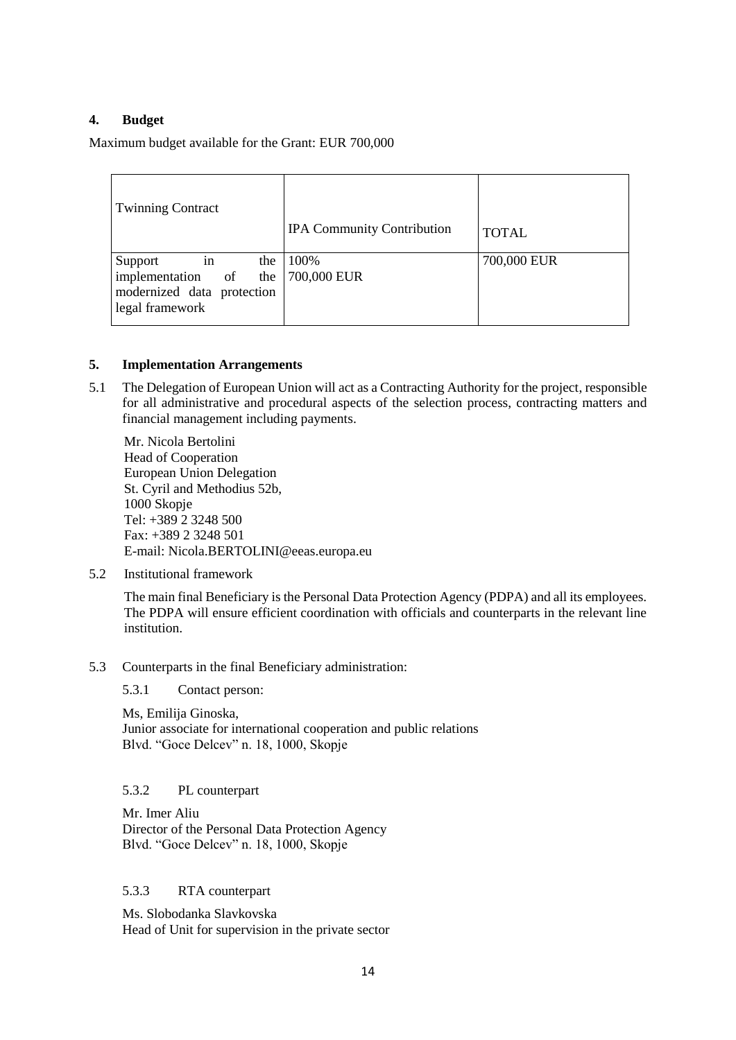## 4. Budget

Maximum budget available for the Grant: EUR 700,000

| Twinning Contract | IPA Community Contribution | TOTAL |
| --- | --- | --- |
| Support in the implementation of the modernized data protection legal framework | 100%<br>700,000 EUR | 700,000 EUR |

## 5. Implementation Arrangements

5.1 The Delegation of European Union will act as a Contracting Authority for the project, responsible for all administrative and procedural aspects of the selection process, contracting matters and financial management including payments.

Mr. Nicola Bertolini
Head of Cooperation
European Union Delegation
St. Cyril and Methodius 52b,
1000 Skopje
Tel: +389 2 3248 500
Fax: +389 2 3248 501
E-mail: Nicola.BERTOLINI@eeas.europa.eu

5.2 Institutional framework

The main final Beneficiary is the Personal Data Protection Agency (PDPA) and all its employees. The PDPA will ensure efficient coordination with officials and counterparts in the relevant line institution.

5.3 Counterparts in the final Beneficiary administration:

5.3.1 Contact person:

Ms, Emilija Ginoska,
Junior associate for international cooperation and public relations
Blvd. "Goce Delcev" n. 18, 1000, Skopje

5.3.2 PL counterpart

Mr. Imer Aliu
Director of the Personal Data Protection Agency
Blvd. "Goce Delcev" n. 18, 1000, Skopje

5.3.3 RTA counterpart

Ms. Slobodanka Slavkovska
Head of Unit for supervision in the private sector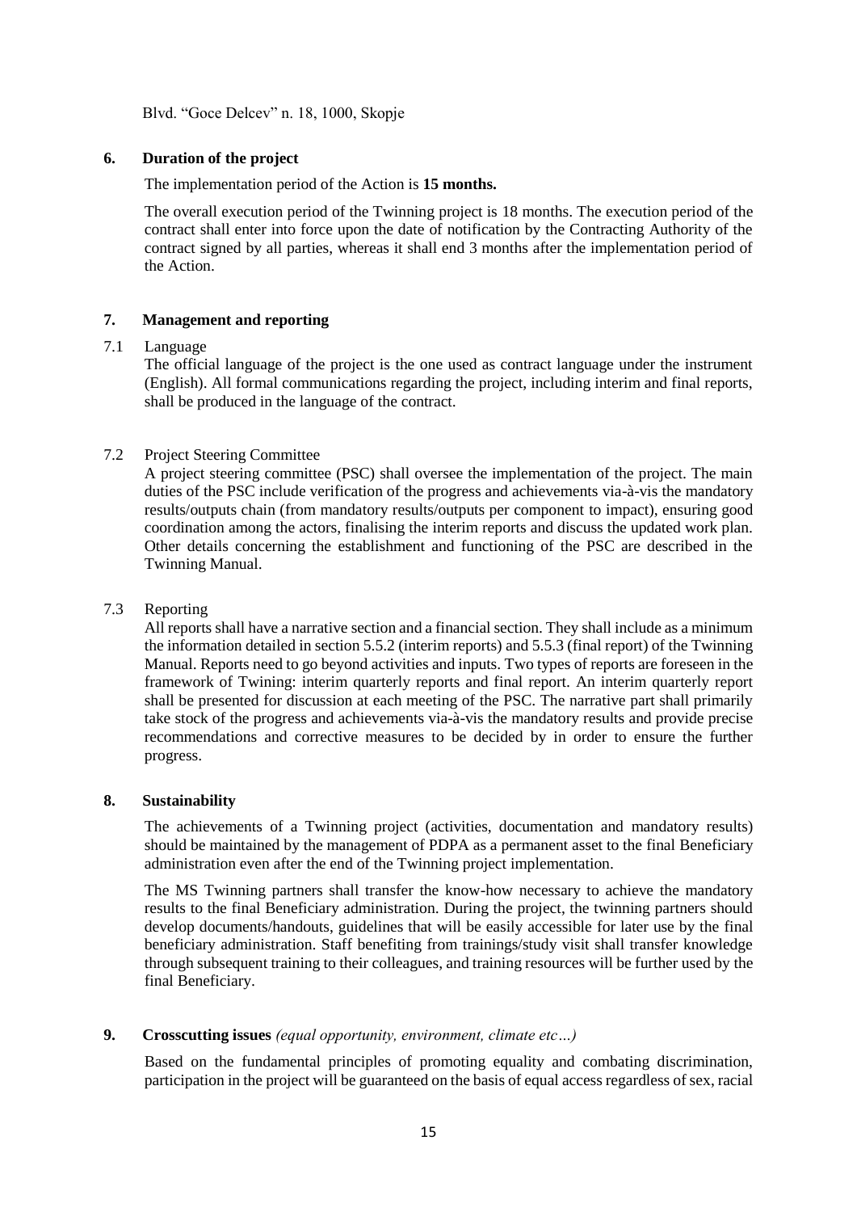Blvd. "Goce Delcev" n. 18, 1000, Skopje

## 6. Duration of the project

The implementation period of the Action is **15 months.**

The overall execution period of the Twinning project is 18 months. The execution period of the contract shall enter into force upon the date of notification by the Contracting Authority of the contract signed by all parties, whereas it shall end 3 months after the implementation period of the Action.

## 7. Management and reporting

### 7.1 Language

The official language of the project is the one used as contract language under the instrument (English). All formal communications regarding the project, including interim and final reports, shall be produced in the language of the contract.

### 7.2 Project Steering Committee

A project steering committee (PSC) shall oversee the implementation of the project. The main duties of the PSC include verification of the progress and achievements via-à-vis the mandatory results/outputs chain (from mandatory results/outputs per component to impact), ensuring good coordination among the actors, finalising the interim reports and discuss the updated work plan. Other details concerning the establishment and functioning of the PSC are described in the Twinning Manual.

### 7.3 Reporting

All reports shall have a narrative section and a financial section. They shall include as a minimum the information detailed in section 5.5.2 (interim reports) and 5.5.3 (final report) of the Twinning Manual. Reports need to go beyond activities and inputs. Two types of reports are foreseen in the framework of Twining: interim quarterly reports and final report. An interim quarterly report shall be presented for discussion at each meeting of the PSC. The narrative part shall primarily take stock of the progress and achievements via-à-vis the mandatory results and provide precise recommendations and corrective measures to be decided by in order to ensure the further progress.

## 8. Sustainability

The achievements of a Twinning project (activities, documentation and mandatory results) should be maintained by the management of PDPA as a permanent asset to the final Beneficiary administration even after the end of the Twinning project implementation.

The MS Twinning partners shall transfer the know-how necessary to achieve the mandatory results to the final Beneficiary administration. During the project, the twinning partners should develop documents/handouts, guidelines that will be easily accessible for later use by the final beneficiary administration. Staff benefiting from trainings/study visit shall transfer knowledge through subsequent training to their colleagues, and training resources will be further used by the final Beneficiary.

## 9. Crosscutting issues *(equal opportunity, environment, climate etc…)*

Based on the fundamental principles of promoting equality and combating discrimination, participation in the project will be guaranteed on the basis of equal access regardless of sex, racial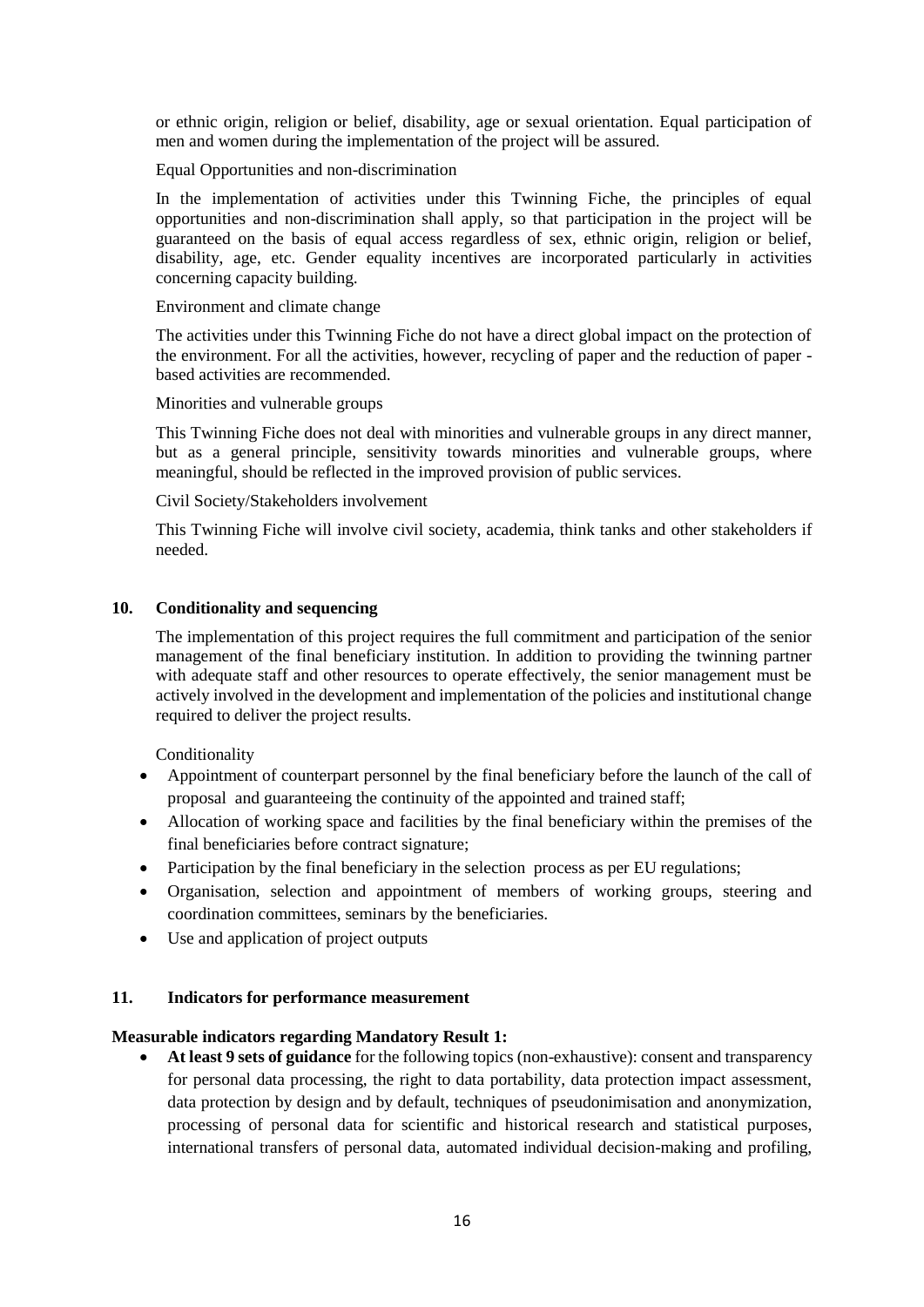or ethnic origin, religion or belief, disability, age or sexual orientation. Equal participation of men and women during the implementation of the project will be assured.

Equal Opportunities and non-discrimination

In the implementation of activities under this Twinning Fiche, the principles of equal opportunities and non-discrimination shall apply, so that participation in the project will be guaranteed on the basis of equal access regardless of sex, ethnic origin, religion or belief, disability, age, etc. Gender equality incentives are incorporated particularly in activities concerning capacity building.

Environment and climate change

The activities under this Twinning Fiche do not have a direct global impact on the protection of the environment. For all the activities, however, recycling of paper and the reduction of paper - based activities are recommended.

Minorities and vulnerable groups

This Twinning Fiche does not deal with minorities and vulnerable groups in any direct manner, but as a general principle, sensitivity towards minorities and vulnerable groups, where meaningful, should be reflected in the improved provision of public services.

Civil Society/Stakeholders involvement

This Twinning Fiche will involve civil society, academia, think tanks and other stakeholders if needed.

## 10. Conditionality and sequencing

The implementation of this project requires the full commitment and participation of the senior management of the final beneficiary institution. In addition to providing the twinning partner with adequate staff and other resources to operate effectively, the senior management must be actively involved in the development and implementation of the policies and institutional change required to deliver the project results.

Conditionality

- Appointment of counterpart personnel by the final beneficiary before the launch of the call of proposal and guaranteeing the continuity of the appointed and trained staff;
- Allocation of working space and facilities by the final beneficiary within the premises of the final beneficiaries before contract signature;
- Participation by the final beneficiary in the selection process as per EU regulations;
- Organisation, selection and appointment of members of working groups, steering and coordination committees, seminars by the beneficiaries.
- Use and application of project outputs

## 11. Indicators for performance measurement

**Measurable indicators regarding Mandatory Result 1:**

- **At least 9 sets of guidance** for the following topics (non-exhaustive): consent and transparency for personal data processing, the right to data portability, data protection impact assessment, data protection by design and by default, techniques of pseudonimisation and anonymization, processing of personal data for scientific and historical research and statistical purposes, international transfers of personal data, automated individual decision-making and profiling,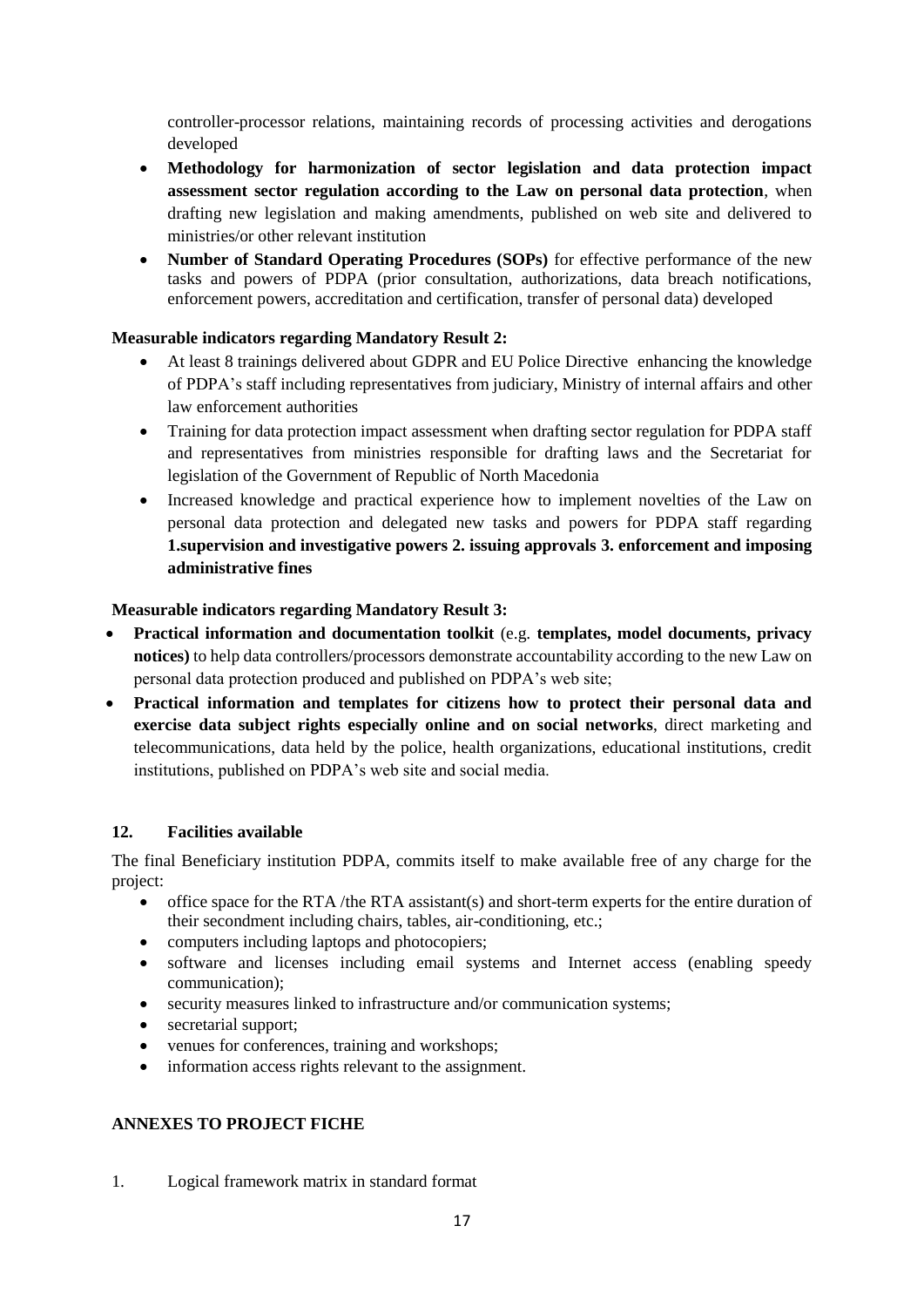controller-processor relations, maintaining records of processing activities and derogations developed

- **Methodology for harmonization of sector legislation and data protection impact assessment sector regulation according to the Law on personal data protection**, when drafting new legislation and making amendments, published on web site and delivered to ministries/or other relevant institution
- **Number of Standard Operating Procedures (SOPs)** for effective performance of the new tasks and powers of PDPA (prior consultation, authorizations, data breach notifications, enforcement powers, accreditation and certification, transfer of personal data) developed

**Measurable indicators regarding Mandatory Result 2:**

- At least 8 trainings delivered about GDPR and EU Police Directive enhancing the knowledge of PDPA's staff including representatives from judiciary, Ministry of internal affairs and other law enforcement authorities
- Training for data protection impact assessment when drafting sector regulation for PDPA staff and representatives from ministries responsible for drafting laws and the Secretariat for legislation of the Government of Republic of North Macedonia
- Increased knowledge and practical experience how to implement novelties of the Law on personal data protection and delegated new tasks and powers for PDPA staff regarding **1.supervision and investigative powers 2. issuing approvals 3. enforcement and imposing administrative fines**

**Measurable indicators regarding Mandatory Result 3:**

- **Practical information and documentation toolkit** (e.g. **templates, model documents, privacy notices)** to help data controllers/processors demonstrate accountability according to the new Law on personal data protection produced and published on PDPA's web site;
- **Practical information and templates for citizens how to protect their personal data and exercise data subject rights especially online and on social networks**, direct marketing and telecommunications, data held by the police, health organizations, educational institutions, credit institutions, published on PDPA's web site and social media.

## 12. Facilities available

The final Beneficiary institution PDPA, commits itself to make available free of any charge for the project:

- office space for the RTA /the RTA assistant(s) and short-term experts for the entire duration of their secondment including chairs, tables, air-conditioning, etc.;
- computers including laptops and photocopiers;
- software and licenses including email systems and Internet access (enabling speedy communication);
- security measures linked to infrastructure and/or communication systems;
- secretarial support;
- venues for conferences, training and workshops;
- information access rights relevant to the assignment.

## ANNEXES TO PROJECT FICHE

1. Logical framework matrix in standard format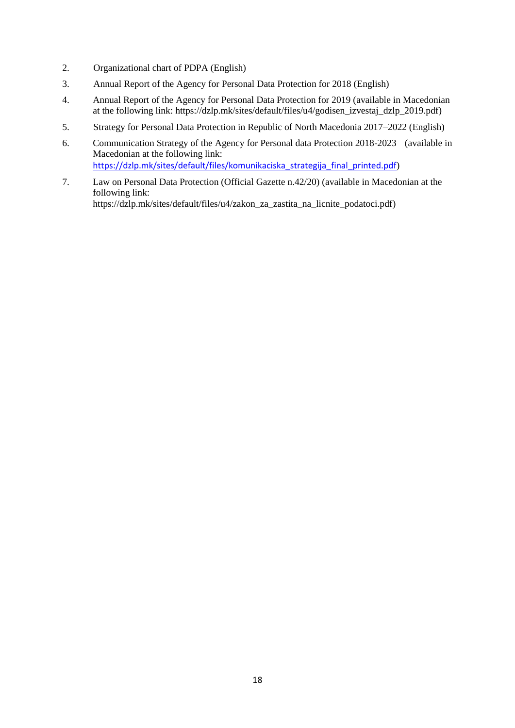2. Organizational chart of PDPA (English)
3. Annual Report of the Agency for Personal Data Protection for 2018 (English)
4. Annual Report of the Agency for Personal Data Protection for 2019 (available in Macedonian at the following link: https://dzlp.mk/sites/default/files/u4/godisen_izvestaj_dzlp_2019.pdf)
5. Strategy for Personal Data Protection in Republic of North Macedonia 2017–2022 (English)
6. Communication Strategy of the Agency for Personal data Protection 2018-2023 (available in Macedonian at the following link: https://dzlp.mk/sites/default/files/komunikaciska_strategija_final_printed.pdf)
7. Law on Personal Data Protection (Official Gazette n.42/20) (available in Macedonian at the following link: https://dzlp.mk/sites/default/files/u4/zakon_za_zastita_na_licnite_podatoci.pdf)